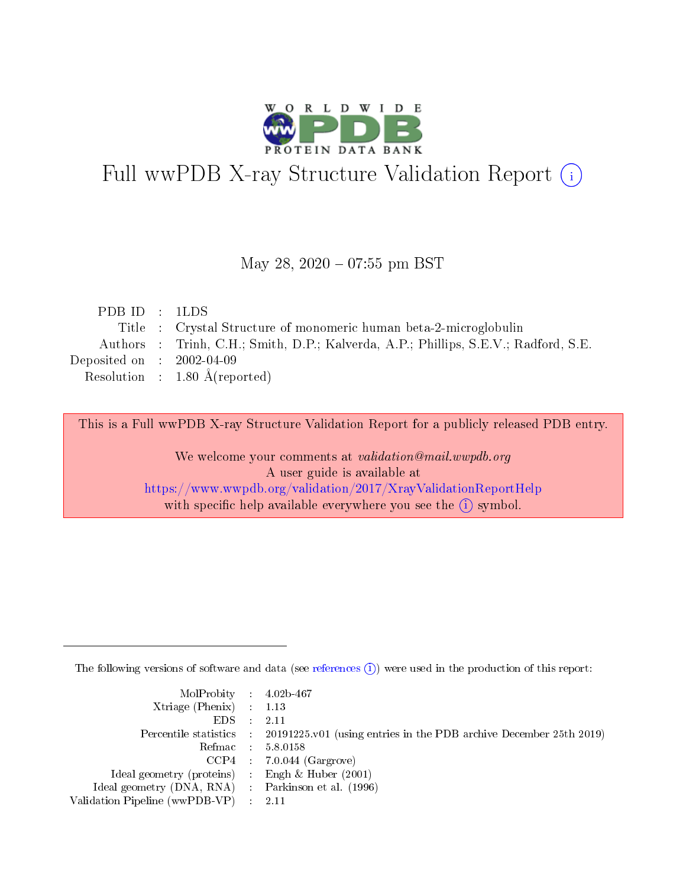# Full wwPDB X-ray Structure Validation Report (i)

May 28, 2020 – 07:55 pm BST

| | | |
|---|---|---|
| PDB ID | : | 1LDS |
| Title | : | Crystal Structure of monomeric human beta-2-microglobulin |
| Authors | : | Trinh, C.H.; Smith, D.P.; Kalverda, A.P.; Phillips, S.E.V.; Radford, S.E. |
| Deposited on | : | 2002-04-09 |
| Resolution | : | 1.80 Å(reported) |

This is a Full wwPDB X-ray Structure Validation Report for a publicly released PDB entry.

We welcome your comments at *validation@mail.wwpdb.org*
A user guide is available at
https://www.wwpdb.org/validation/2017/XrayValidationReportHelp
with specific help available everywhere you see the (i) symbol.

---

The following versions of software and data (see references (i)) were used in the production of this report:

| | | |
|---|---|---|
| MolProbity | : | 4.02b-467 |
| Xtriage (Phenix) | : | 1.13 |
| EDS | : | 2.11 |
| Percentile statistics | : | 20191225.v01 (using entries in the PDB archive December 25th 2019) |
| Refmac | : | 5.8.0158 |
| CCP4 | : | 7.0.044 (Gargrove) |
| Ideal geometry (proteins) | : | Engh & Huber (2001) |
| Ideal geometry (DNA, RNA) | : | Parkinson et al. (1996) |
| Validation Pipeline (wwPDB-VP) | : | 2.11 |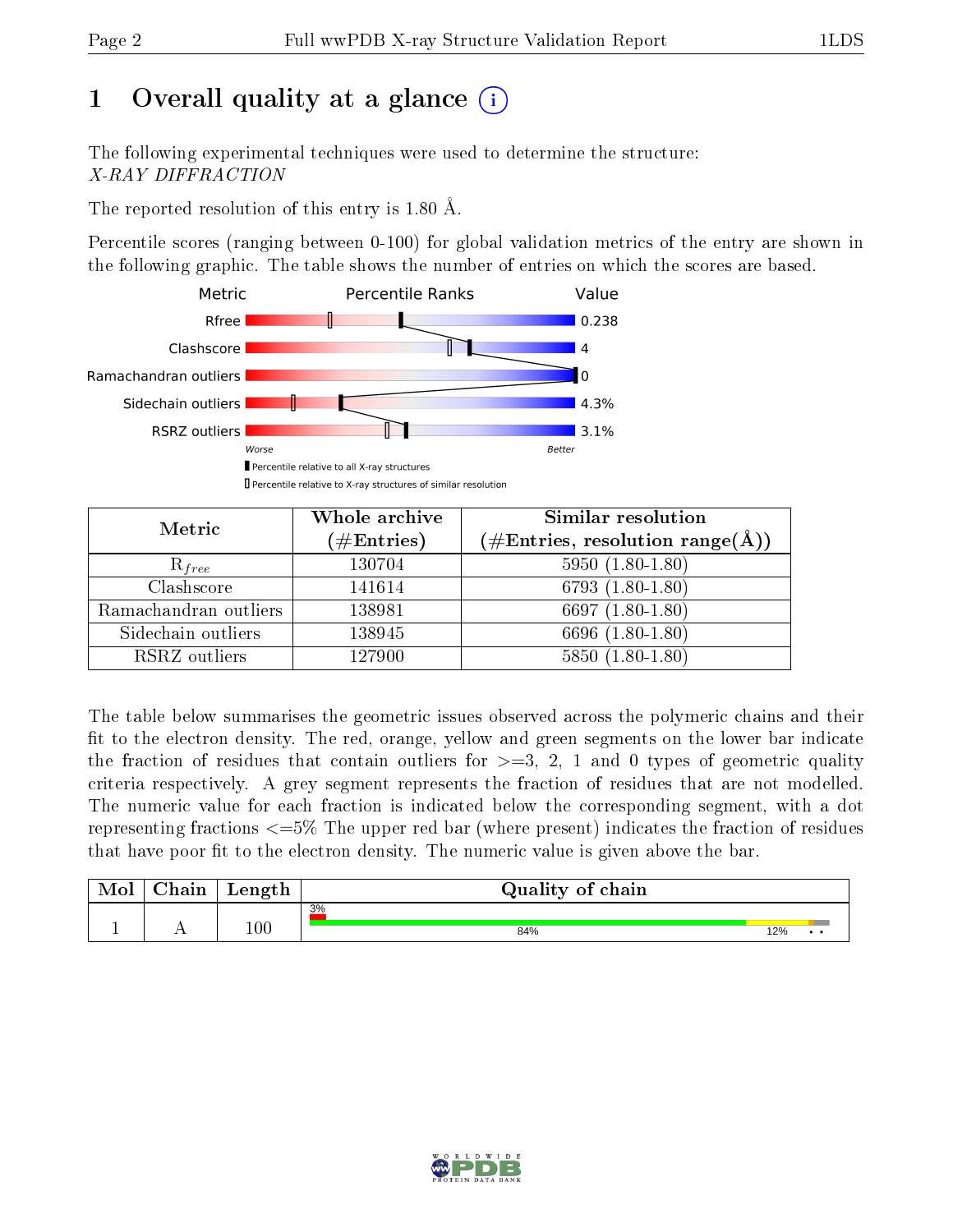# 1 Overall quality at a glance (i)

The following experimental techniques were used to determine the structure:
*X-RAY DIFFRACTION*

The reported resolution of this entry is 1.80 Å.

Percentile scores (ranging between 0-100) for global validation metrics of the entry are shown in the following graphic. The table shows the number of entries on which the scores are based.

| Metric | Value |
|---|---|
| Rfree | 0.238 |
| Clashscore | 4 |
| Ramachandran outliers | 0 |
| Sidechain outliers | 4.3% |
| RSRZ outliers | 3.1% |

Worse — Better

▮ Percentile relative to all X-ray structures
▯ Percentile relative to X-ray structures of similar resolution

| Metric | Whole archive (#Entries) | Similar resolution (#Entries, resolution range(Å)) |
|---|---|---|
| $R_{free}$ | 130704 | 5950 (1.80-1.80) |
| Clashscore | 141614 | 6793 (1.80-1.80) |
| Ramachandran outliers | 138981 | 6697 (1.80-1.80) |
| Sidechain outliers | 138945 | 6696 (1.80-1.80) |
| RSRZ outliers | 127900 | 5850 (1.80-1.80) |

The table below summarises the geometric issues observed across the polymeric chains and their fit to the electron density. The red, orange, yellow and green segments on the lower bar indicate the fraction of residues that contain outliers for >=3, 2, 1 and 0 types of geometric quality criteria respectively. A grey segment represents the fraction of residues that are not modelled. The numeric value for each fraction is indicated below the corresponding segment, with a dot representing fractions <=5% The upper red bar (where present) indicates the fraction of residues that have poor fit to the electron density. The numeric value is given above the bar.

| Mol | Chain | Length | Quality of chain |
|---|---|---|---|
| 1 | A | 100 | 3% (poor fit); 84% green, 12% yellow, • orange, • grey |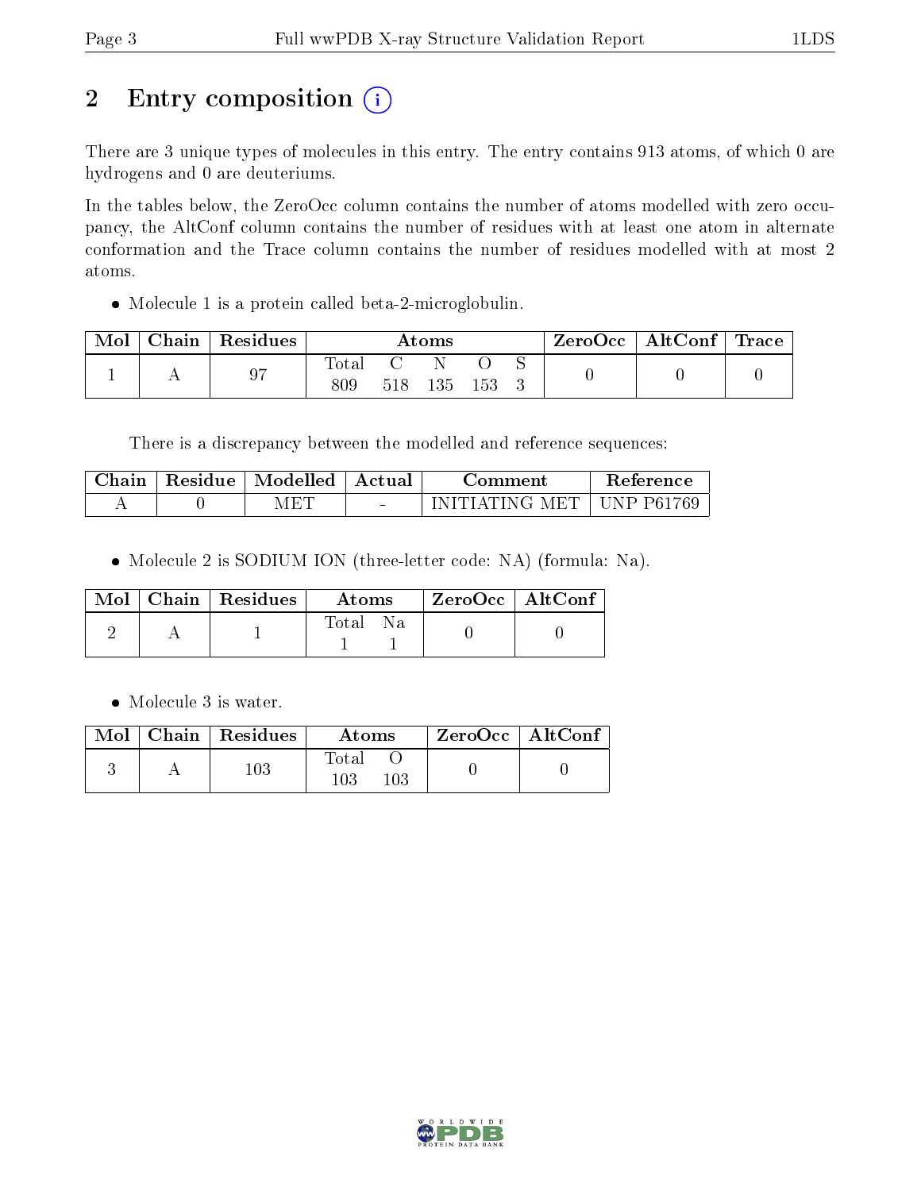# 2 Entry composition (i)

There are 3 unique types of molecules in this entry. The entry contains 913 atoms, of which 0 are hydrogens and 0 are deuteriums.

In the tables below, the ZeroOcc column contains the number of atoms modelled with zero occupancy, the AltConf column contains the number of residues with at least one atom in alternate conformation and the Trace column contains the number of residues modelled with at most 2 atoms.

- Molecule 1 is a protein called beta-2-microglobulin.

| Mol | Chain | Residues | Atoms | | | | | ZeroOcc | AltConf | Trace |
|---|---|---|---|---|---|---|---|---|---|---|
| 1 | A | 97 | Total | C | N | O | S | 0 | 0 | 0 |
| | | | 809 | 518 | 135 | 153 | 3 | | | |

There is a discrepancy between the modelled and reference sequences:

| Chain | Residue | Modelled | Actual | Comment | Reference |
|---|---|---|---|---|---|
| A | 0 | MET | - | INITIATING MET | UNP P61769 |

- Molecule 2 is SODIUM ION (three-letter code: NA) (formula: Na).

| Mol | Chain | Residues | Atoms | | ZeroOcc | AltConf |
|---|---|---|---|---|---|---|
| 2 | A | 1 | Total | Na | 0 | 0 |
| | | | 1 | 1 | | |

- Molecule 3 is water.

| Mol | Chain | Residues | Atoms | | ZeroOcc | AltConf |
|---|---|---|---|---|---|---|
| 3 | A | 103 | Total | O | 0 | 0 |
| | | | 103 | 103 | | |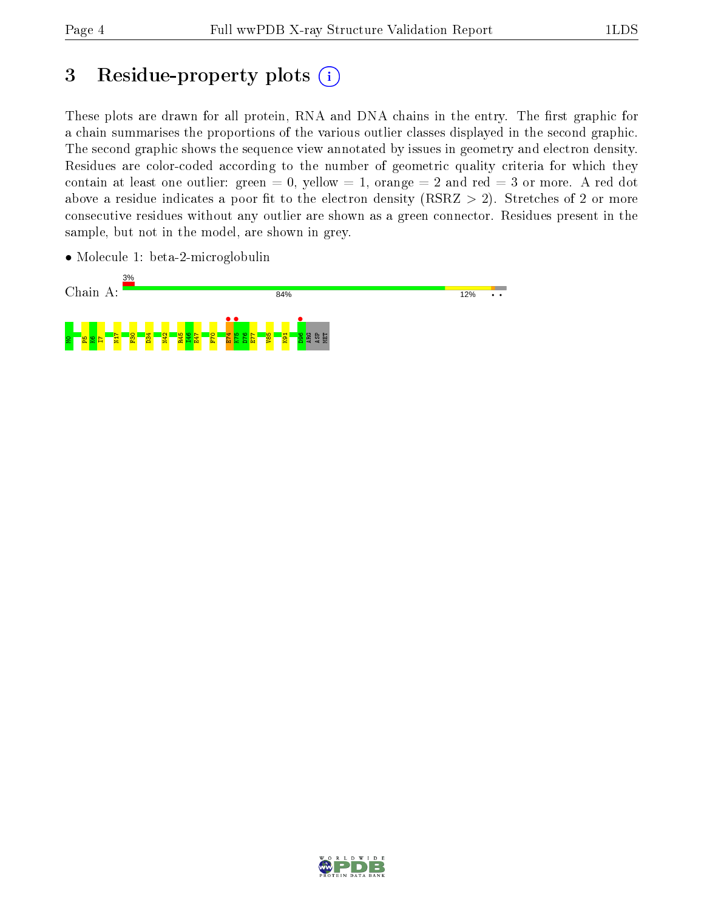# 3 Residue-property plots

These plots are drawn for all protein, RNA and DNA chains in the entry. The first graphic for a chain summarises the proportions of the various outlier classes displayed in the second graphic. The second graphic shows the sequence view annotated by issues in geometry and electron density. Residues are color-coded according to the number of geometric quality criteria for which they contain at least one outlier: green = 0, yellow = 1, orange = 2 and red = 3 or more. A red dot above a residue indicates a poor fit to the electron density (RSRZ > 2). Stretches of 2 or more consecutive residues without any outlier are shown as a green connector. Residues present in the sample, but not in the model, are shown in grey.

- Molecule 1: beta-2-microglobulin

Chain A: 3% | 84% | 12% | • •

M0 P5 K6 I7 N17 F30 D34 N42 R45 I46 E47 F70 E74 K75 D76 E77 V85 K91 D96 ARG ASP MET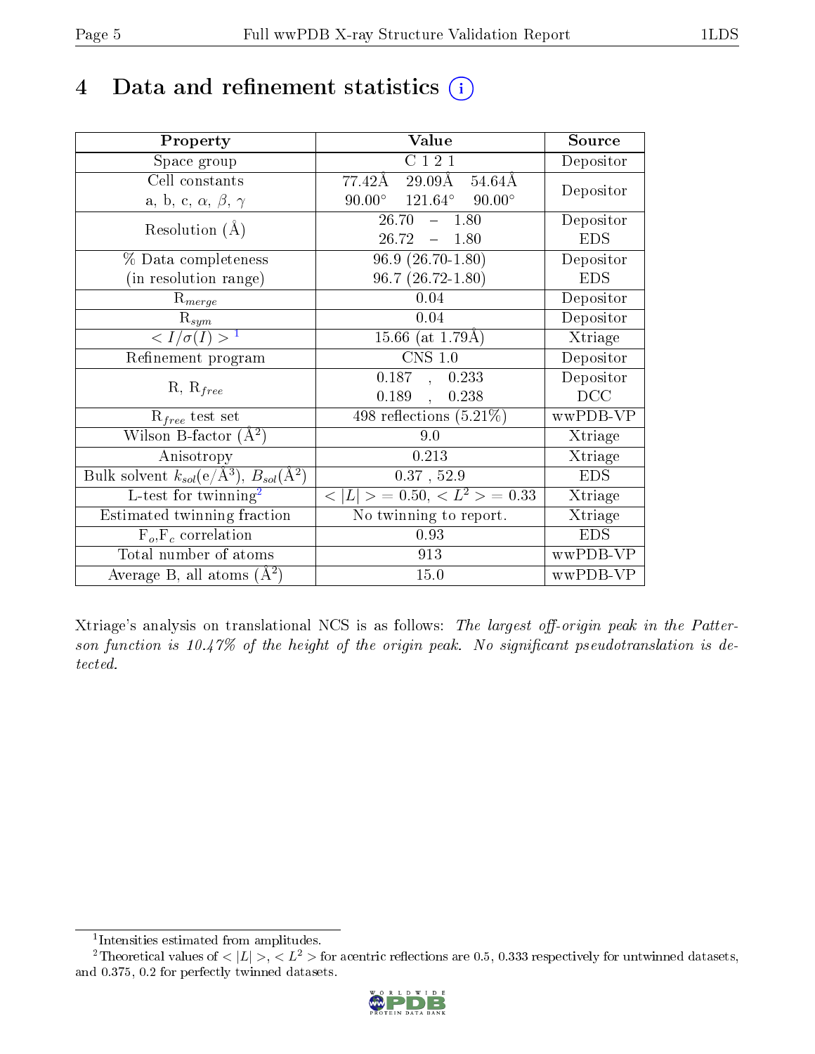# 4 Data and refinement statistics

| Property | Value | Source |
|---|---|---|
| Space group | C 1 2 1 | Depositor |
| Cell constants<br>a, b, c, $\alpha$, $\beta$, $\gamma$ | 77.42Å 29.09Å 54.64Å<br>90.00° 121.64° 90.00° | Depositor |
| Resolution (Å) | 26.70 – 1.80<br>26.72 – 1.80 | Depositor<br>EDS |
| % Data completeness<br>(in resolution range) | 96.9 (26.70-1.80)<br>96.7 (26.72-1.80) | Depositor<br>EDS |
| $R_{merge}$ | 0.04 | Depositor |
| $R_{sym}$ | 0.04 | Depositor |
| $< I/\sigma(I) >$ [1] | 15.66 (at 1.79Å) | Xtriage |
| Refinement program | CNS 1.0 | Depositor |
| R, $R_{free}$ | 0.187 , 0.233<br>0.189 , 0.238 | Depositor<br>DCC |
| $R_{free}$ test set | 498 reflections (5.21%) | wwPDB-VP |
| Wilson B-factor (Å$^2$) | 9.0 | Xtriage |
| Anisotropy | 0.213 | Xtriage |
| Bulk solvent $k_{sol}$(e/Å$^3$), $B_{sol}$(Å$^2$) | 0.37 , 52.9 | EDS |
| L-test for twinning[2] | $< \|L\| > = 0.50$, $< L^2 > = 0.33$ | Xtriage |
| Estimated twinning fraction | No twinning to report. | Xtriage |
| $F_o$,$F_c$ correlation | 0.93 | EDS |
| Total number of atoms | 913 | wwPDB-VP |
| Average B, all atoms (Å$^2$) | 15.0 | wwPDB-VP |

Xtriage's analysis on translational NCS is as follows: *The largest off-origin peak in the Patterson function is 10.47% of the height of the origin peak. No significant pseudotranslation is detected.*

[1] Intensities estimated from amplitudes.

[2] Theoretical values of $< |L| >$, $< L^2 >$ for acentric reflections are 0.5, 0.333 respectively for untwinned datasets, and 0.375, 0.2 for perfectly twinned datasets.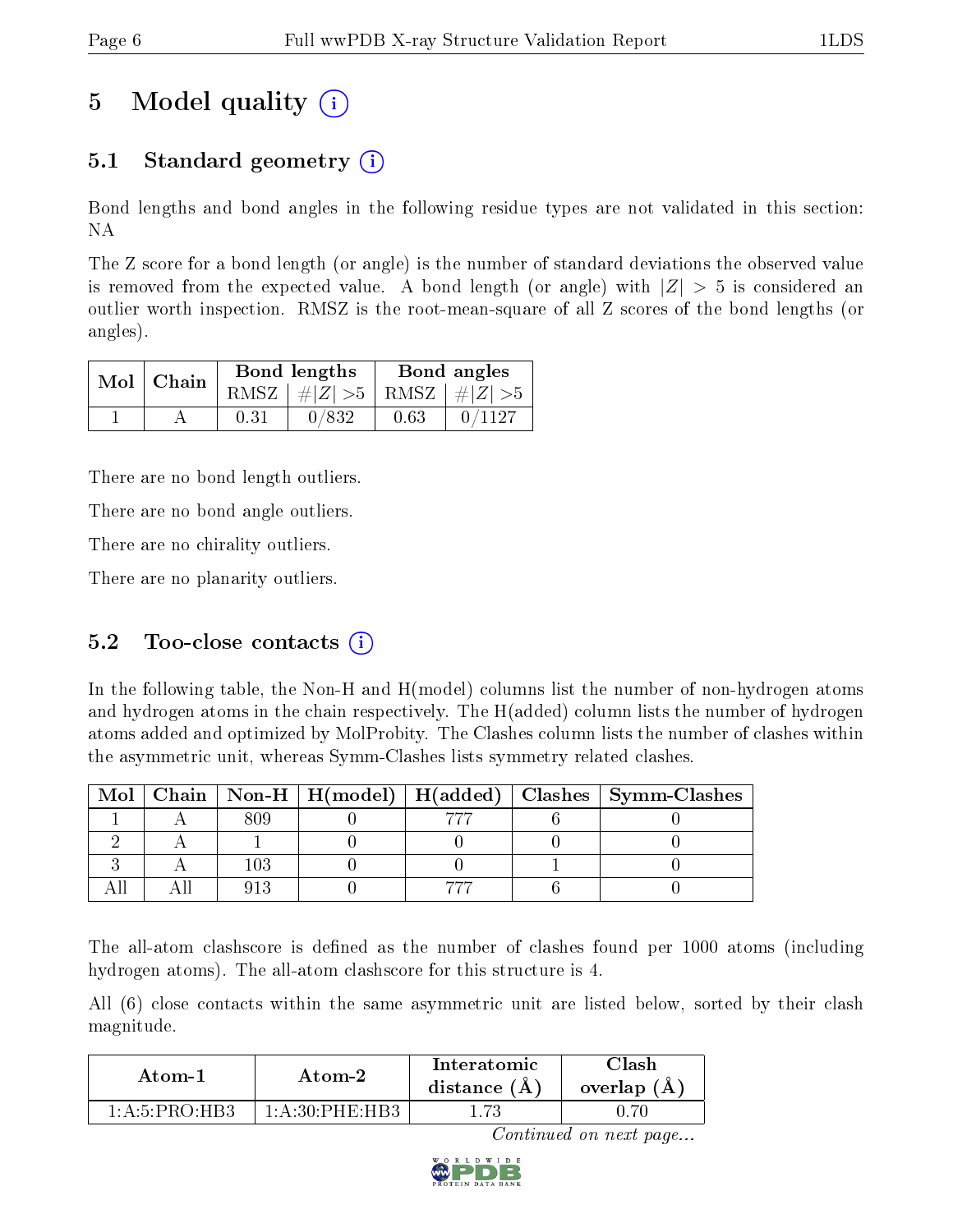# 5 Model quality

## 5.1 Standard geometry

Bond lengths and bond angles in the following residue types are not validated in this section: NA

The Z score for a bond length (or angle) is the number of standard deviations the observed value is removed from the expected value. A bond length (or angle) with $|Z| > 5$ is considered an outlier worth inspection. RMSZ is the root-mean-square of all Z scores of the bond lengths (or angles).

| Mol | Chain | Bond lengths | | Bond angles | |
|---|---|---|---|---|---|
| | | RMSZ | #$\|Z\|$ >5 | RMSZ | #$\|Z\|$ >5 |
| 1 | A | 0.31 | 0/832 | 0.63 | 0/1127 |

There are no bond length outliers.

There are no bond angle outliers.

There are no chirality outliers.

There are no planarity outliers.

## 5.2 Too-close contacts

In the following table, the Non-H and H(model) columns list the number of non-hydrogen atoms and hydrogen atoms in the chain respectively. The H(added) column lists the number of hydrogen atoms added and optimized by MolProbity. The Clashes column lists the number of clashes within the asymmetric unit, whereas Symm-Clashes lists symmetry related clashes.

| Mol | Chain | Non-H | H(model) | H(added) | Clashes | Symm-Clashes |
|---|---|---|---|---|---|---|
| 1 | A | 809 | 0 | 777 | 6 | 0 |
| 2 | A | 1 | 0 | 0 | 0 | 0 |
| 3 | A | 103 | 0 | 0 | 1 | 0 |
| All | All | 913 | 0 | 777 | 6 | 0 |

The all-atom clashscore is defined as the number of clashes found per 1000 atoms (including hydrogen atoms). The all-atom clashscore for this structure is 4.

All (6) close contacts within the same asymmetric unit are listed below, sorted by their clash magnitude.

| Atom-1 | Atom-2 | Interatomic distance (Å) | Clash overlap (Å) |
|---|---|---|---|
| 1:A:5:PRO:HB3 | 1:A:30:PHE:HB3 | 1.73 | 0.70 |

*Continued on next page...*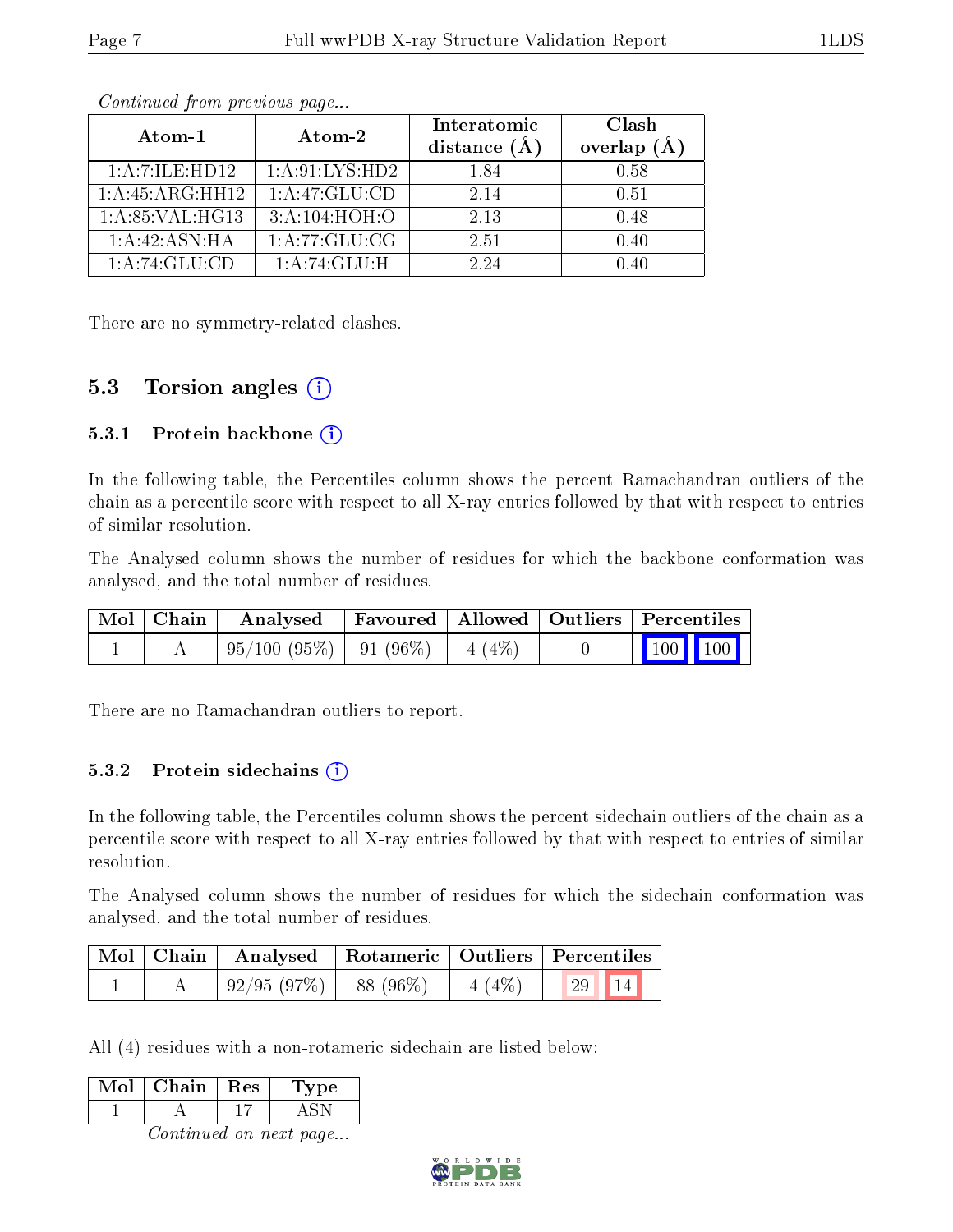*Continued from previous page...*

| Atom-1 | Atom-2 | Interatomic distance (Å) | Clash overlap (Å) |
|---|---|---|---|
| 1:A:7:ILE:HD12 | 1:A:91:LYS:HD2 | 1.84 | 0.58 |
| 1:A:45:ARG:HH12 | 1:A:47:GLU:CD | 2.14 | 0.51 |
| 1:A:85:VAL:HG13 | 3:A:104:HOH:O | 2.13 | 0.48 |
| 1:A:42:ASN:HA | 1:A:77:GLU:CG | 2.51 | 0.40 |
| 1:A:74:GLU:CD | 1:A:74:GLU:H | 2.24 | 0.40 |

There are no symmetry-related clashes.

## 5.3 Torsion angles

### 5.3.1 Protein backbone

In the following table, the Percentiles column shows the percent Ramachandran outliers of the chain as a percentile score with respect to all X-ray entries followed by that with respect to entries of similar resolution.

The Analysed column shows the number of residues for which the backbone conformation was analysed, and the total number of residues.

| Mol | Chain | Analysed | Favoured | Allowed | Outliers | Percentiles | |
|---|---|---|---|---|---|---|---|
| 1 | A | 95/100 (95%) | 91 (96%) | 4 (4%) | 0 | 100 | 100 |

There are no Ramachandran outliers to report.

### 5.3.2 Protein sidechains

In the following table, the Percentiles column shows the percent sidechain outliers of the chain as a percentile score with respect to all X-ray entries followed by that with respect to entries of similar resolution.

The Analysed column shows the number of residues for which the sidechain conformation was analysed, and the total number of residues.

| Mol | Chain | Analysed | Rotameric | Outliers | Percentiles | |
|---|---|---|---|---|---|---|
| 1 | A | 92/95 (97%) | 88 (96%) | 4 (4%) | 29 | 14 |

All (4) residues with a non-rotameric sidechain are listed below:

| Mol | Chain | Res | Type |
|---|---|---|---|
| 1 | A | 17 | ASN |

*Continued on next page...*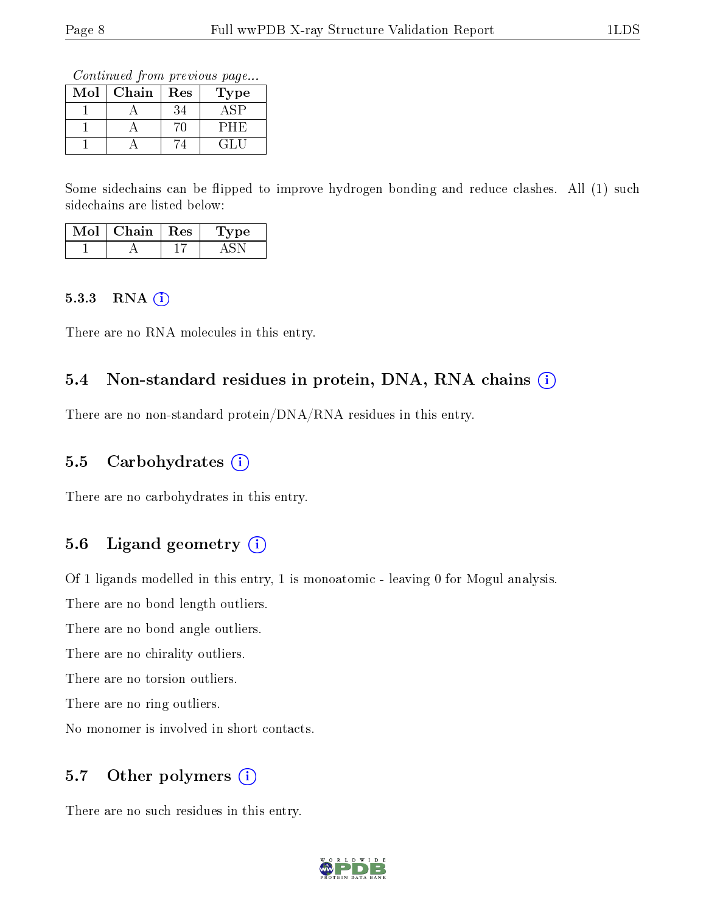*Continued from previous page...*

| Mol | Chain | Res | Type |
|---|---|---|---|
| 1 | A | 34 | ASP |
| 1 | A | 70 | PHE |
| 1 | A | 74 | GLU |

Some sidechains can be flipped to improve hydrogen bonding and reduce clashes. All (1) such sidechains are listed below:

| Mol | Chain | Res | Type |
|---|---|---|---|
| 1 | A | 17 | ASN |

#### 5.3.3 RNA

There are no RNA molecules in this entry.

### 5.4 Non-standard residues in protein, DNA, RNA chains

There are no non-standard protein/DNA/RNA residues in this entry.

### 5.5 Carbohydrates

There are no carbohydrates in this entry.

### 5.6 Ligand geometry

Of 1 ligands modelled in this entry, 1 is monoatomic - leaving 0 for Mogul analysis.

There are no bond length outliers.

There are no bond angle outliers.

There are no chirality outliers.

There are no torsion outliers.

There are no ring outliers.

No monomer is involved in short contacts.

### 5.7 Other polymers

There are no such residues in this entry.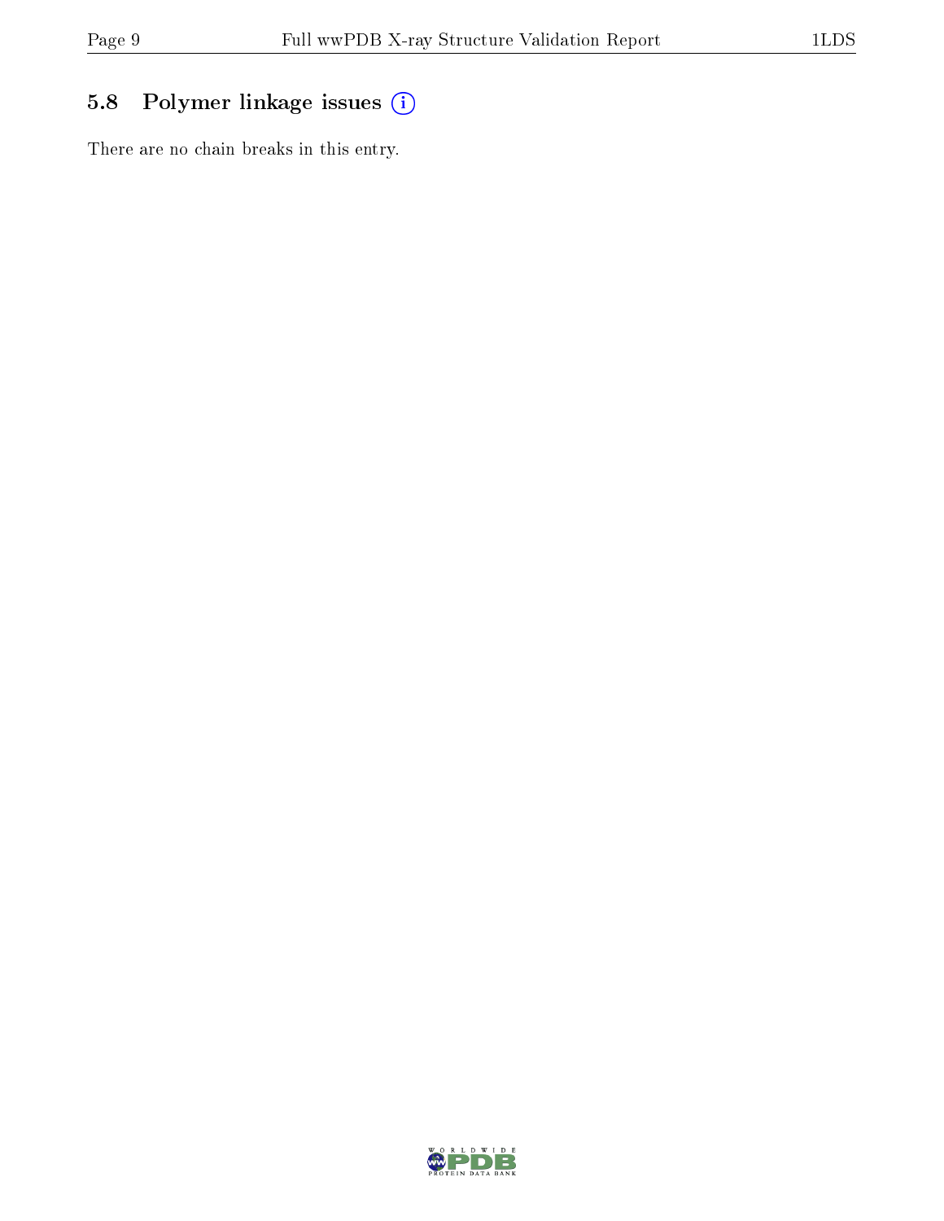## 5.8 Polymer linkage issues

There are no chain breaks in this entry.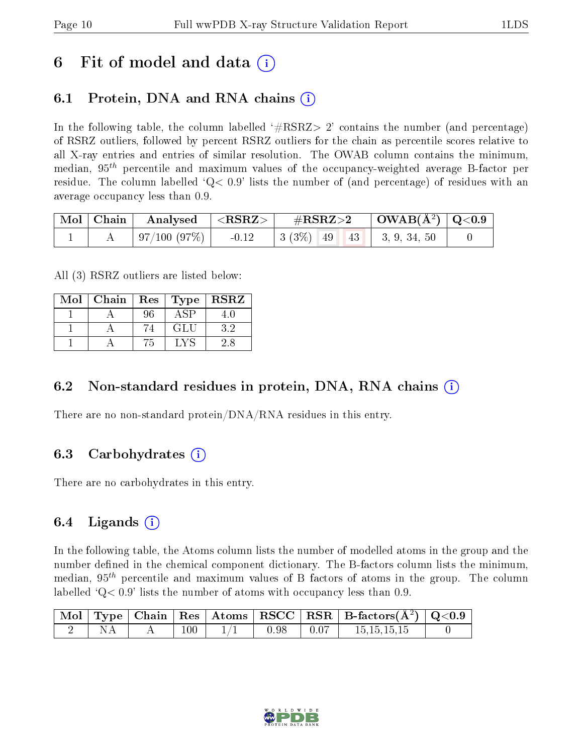# 6 Fit of model and data (i)

## 6.1 Protein, DNA and RNA chains (i)

In the following table, the column labelled '#RSRZ> 2' contains the number (and percentage) of RSRZ outliers, followed by percent RSRZ outliers for the chain as percentile scores relative to all X-ray entries and entries of similar resolution. The OWAB column contains the minimum, median, $95^{th}$ percentile and maximum values of the occupancy-weighted average B-factor per residue. The column labelled 'Q< 0.9' lists the number of (and percentage) of residues with an average occupancy less than 0.9.

| Mol | Chain | Analysed | <RSRZ> | #RSRZ>2 | | | OWAB(Å$^2$) | Q<0.9 |
|---|---|---|---|---|---|---|---|---|
| 1 | A | 97/100 (97%) | -0.12 | 3 (3%) | 49 | 43 | 3, 9, 34, 50 | 0 |

All (3) RSRZ outliers are listed below:

| Mol | Chain | Res | Type | RSRZ |
|---|---|---|---|---|
| 1 | A | 96 | ASP | 4.0 |
| 1 | A | 74 | GLU | 3.2 |
| 1 | A | 75 | LYS | 2.8 |

## 6.2 Non-standard residues in protein, DNA, RNA chains (i)

There are no non-standard protein/DNA/RNA residues in this entry.

## 6.3 Carbohydrates (i)

There are no carbohydrates in this entry.

## 6.4 Ligands (i)

In the following table, the Atoms column lists the number of modelled atoms in the group and the number defined in the chemical component dictionary. The B-factors column lists the minimum, median, $95^{th}$ percentile and maximum values of B factors of atoms in the group. The column labelled 'Q< 0.9' lists the number of atoms with occupancy less than 0.9.

| Mol | Type | Chain | Res | Atoms | RSCC | RSR | B-factors(Å$^2$) | Q<0.9 |
|---|---|---|---|---|---|---|---|---|
| 2 | NA | A | 100 | 1/1 | 0.98 | 0.07 | 15,15,15,15 | 0 |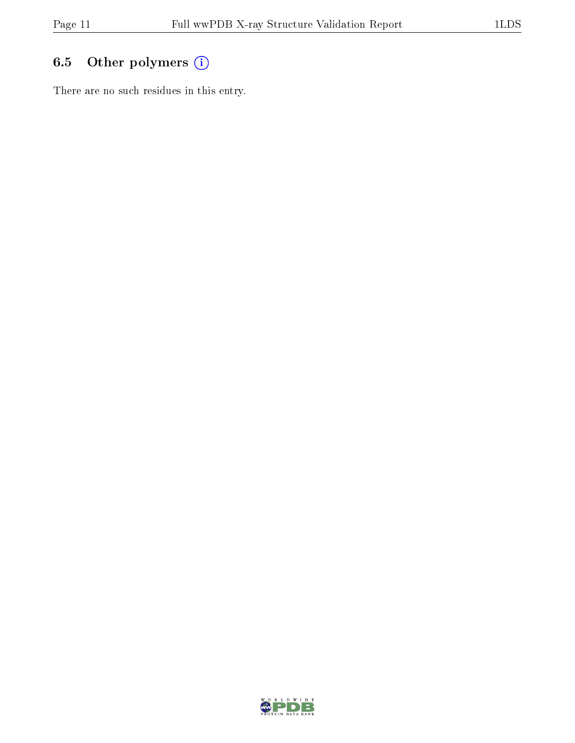### 6.5 Other polymers

There are no such residues in this entry.